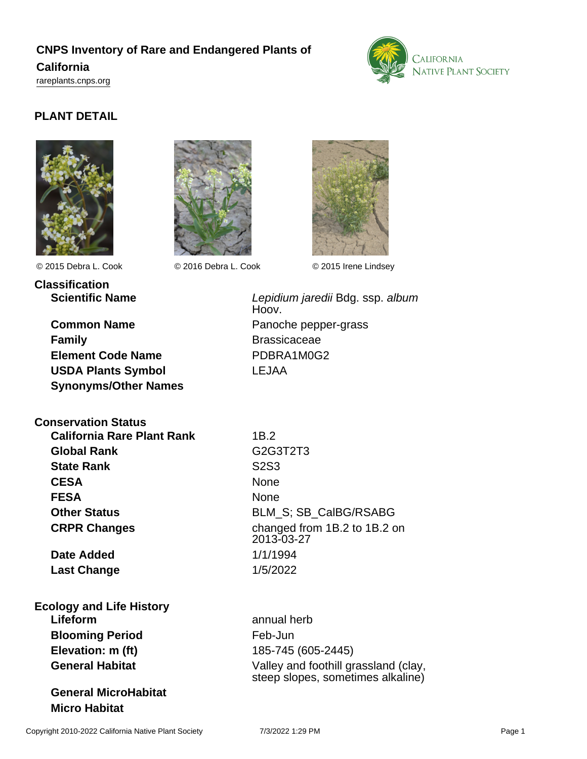# CNPS Inventory of Rare and Endangered Plants of California

rareplants.cnps.org

## PLANT DETAIL

© 2015 Debra L. Cook

© 2016 Debra L. Cook

© 2015 Irene Lindsey

### Classification

| | |
|---|---|
| **Scientific Name** | *Lepidium jaredii* Bdg. ssp. *album* Hoov. |
| **Common Name** | Panoche pepper-grass |
| **Family** | Brassicaceae |
| **Element Code Name** | PDBRA1M0G2 |
| **USDA Plants Symbol** | LEJAA |
| **Synonyms/Other Names** | |

### Conservation Status

| | |
|---|---|
| **California Rare Plant Rank** | 1B.2 |
| **Global Rank** | G2G3T2T3 |
| **State Rank** | S2S3 |
| **CESA** | None |
| **FESA** | None |
| **Other Status** | BLM_S; SB_CalBG/RSABG |
| **CRPR Changes** | changed from 1B.2 to 1B.2 on 2013-03-27 |
| **Date Added** | 1/1/1994 |
| **Last Change** | 1/5/2022 |

### Ecology and Life History

| | |
|---|---|
| **Lifeform** | annual herb |
| **Blooming Period** | Feb-Jun |
| **Elevation: m (ft)** | 185-745 (605-2445) |
| **General Habitat** | Valley and foothill grassland (clay, steep slopes, sometimes alkaline) |
| **General MicroHabitat** | |
| **Micro Habitat** | |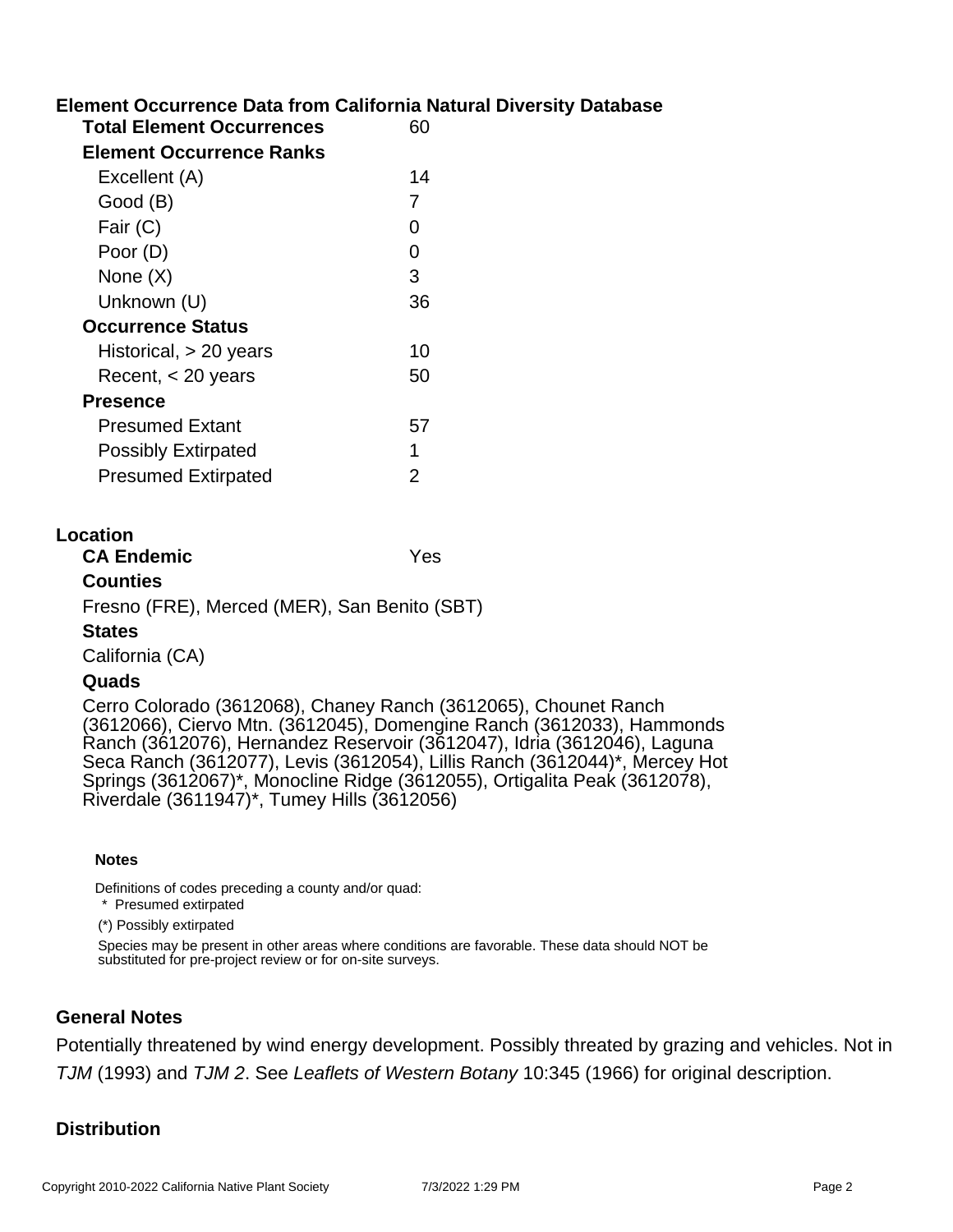## Element Occurrence Data from California Natural Diversity Database

| | |
|---|---|
| **Total Element Occurrences** | 60 |
| **Element Occurrence Ranks** | |
| Excellent (A) | 14 |
| Good (B) | 7 |
| Fair (C) | 0 |
| Poor (D) | 0 |
| None (X) | 3 |
| Unknown (U) | 36 |
| **Occurrence Status** | |
| Historical, > 20 years | 10 |
| Recent, < 20 years | 50 |
| **Presence** | |
| Presumed Extant | 57 |
| Possibly Extirpated | 1 |
| Presumed Extirpated | 2 |

## Location

**CA Endemic** Yes

**Counties**

Fresno (FRE), Merced (MER), San Benito (SBT)

**States**

California (CA)

**Quads**

Cerro Colorado (3612068), Chaney Ranch (3612065), Chounet Ranch (3612066), Ciervo Mtn. (3612045), Domengine Ranch (3612033), Hammonds Ranch (3612076), Hernandez Reservoir (3612047), Idria (3612046), Laguna Seca Ranch (3612077), Levis (3612054), Lillis Ranch (3612044)*, Mercey Hot Springs (3612067)*, Monocline Ridge (3612055), Ortigalita Peak (3612078), Riverdale (3611947)*, Tumey Hills (3612056)

**Notes**

Definitions of codes preceding a county and/or quad:

\* Presumed extirpated

(*) Possibly extirpated

Species may be present in other areas where conditions are favorable. These data should NOT be substituted for pre-project review or for on-site surveys.

## General Notes

Potentially threatened by wind energy development. Possibly threated by grazing and vehicles. Not in *TJM* (1993) and *TJM 2*. See *Leaflets of Western Botany* 10:345 (1966) for original description.

## Distribution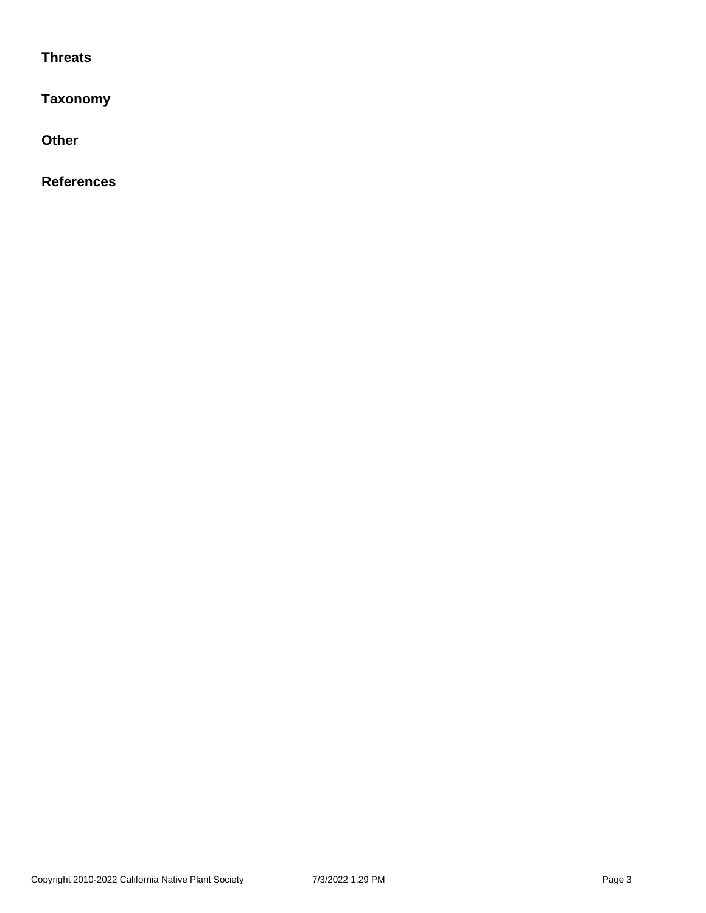## Threats

## Taxonomy

## Other

## References